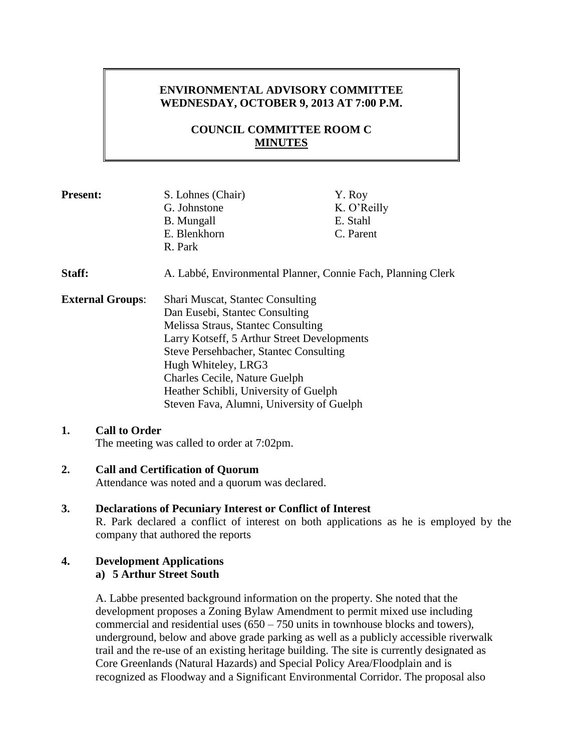# ENVIRONMENTAL ADVISORY COMMITTEE
# WEDNESDAY, OCTOBER 9, 2013 AT 7:00 P.M.

## COUNCIL COMMITTEE ROOM C
## MINUTES

**Present:**
S. Lohnes (Chair)
G. Johnstone
B. Mungall
E. Blenkhorn
R. Park
Y. Roy
K. O'Reilly
E. Stahl
C. Parent

**Staff:** A. Labbé, Environmental Planner, Connie Fach, Planning Clerk

**External Groups**:
Shari Muscat, Stantec Consulting
Dan Eusebi, Stantec Consulting
Melissa Straus, Stantec Consulting
Larry Kotseff, 5 Arthur Street Developments
Steve Persehbacher, Stantec Consulting
Hugh Whiteley, LRG3
Charles Cecile, Nature Guelph
Heather Schibli, University of Guelph
Steven Fava, Alumni, University of Guelph

**1. Call to Order**

The meeting was called to order at 7:02pm.

**2. Call and Certification of Quorum**

Attendance was noted and a quorum was declared.

**3. Declarations of Pecuniary Interest or Conflict of Interest**

R. Park declared a conflict of interest on both applications as he is employed by the company that authored the reports

**4. Development Applications**

**a) 5 Arthur Street South**

A. Labbe presented background information on the property. She noted that the development proposes a Zoning Bylaw Amendment to permit mixed use including commercial and residential uses (650 – 750 units in townhouse blocks and towers), underground, below and above grade parking as well as a publicly accessible riverwalk trail and the re-use of an existing heritage building. The site is currently designated as Core Greenlands (Natural Hazards) and Special Policy Area/Floodplain and is recognized as Floodway and a Significant Environmental Corridor. The proposal also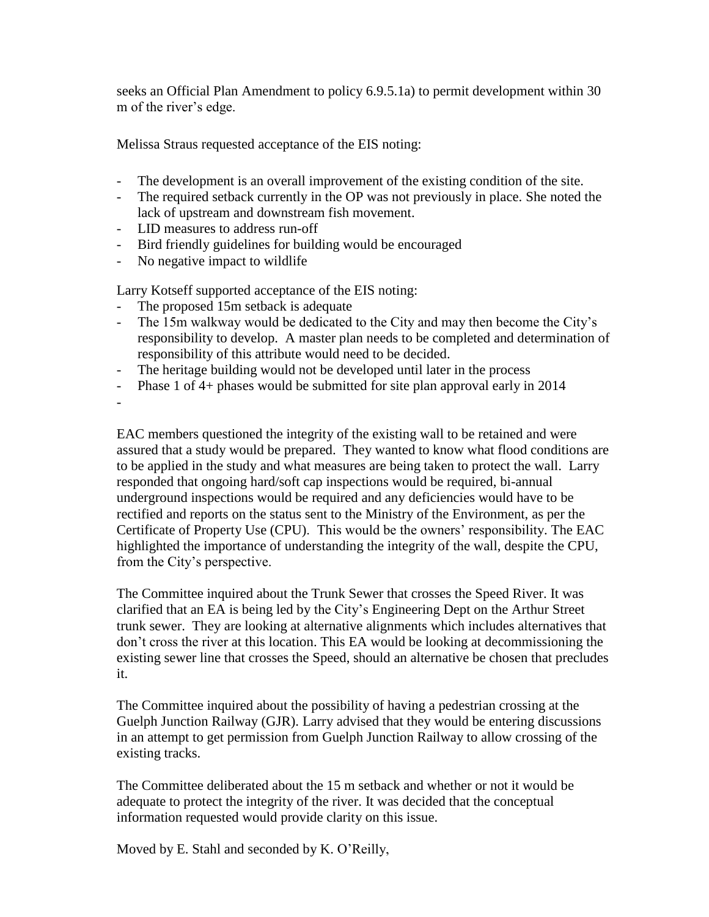seeks an Official Plan Amendment to policy 6.9.5.1a) to permit development within 30 m of the river's edge.

Melissa Straus requested acceptance of the EIS noting:

- The development is an overall improvement of the existing condition of the site.
- The required setback currently in the OP was not previously in place. She noted the lack of upstream and downstream fish movement.
- LID measures to address run-off
- Bird friendly guidelines for building would be encouraged
- No negative impact to wildlife

Larry Kotseff supported acceptance of the EIS noting:

- The proposed 15m setback is adequate
- The 15m walkway would be dedicated to the City and may then become the City's responsibility to develop. A master plan needs to be completed and determination of responsibility of this attribute would need to be decided.
- The heritage building would not be developed until later in the process
- Phase 1 of 4+ phases would be submitted for site plan approval early in 2014
-

EAC members questioned the integrity of the existing wall to be retained and were assured that a study would be prepared. They wanted to know what flood conditions are to be applied in the study and what measures are being taken to protect the wall. Larry responded that ongoing hard/soft cap inspections would be required, bi-annual underground inspections would be required and any deficiencies would have to be rectified and reports on the status sent to the Ministry of the Environment, as per the Certificate of Property Use (CPU). This would be the owners' responsibility. The EAC highlighted the importance of understanding the integrity of the wall, despite the CPU, from the City's perspective.

The Committee inquired about the Trunk Sewer that crosses the Speed River. It was clarified that an EA is being led by the City's Engineering Dept on the Arthur Street trunk sewer. They are looking at alternative alignments which includes alternatives that don't cross the river at this location. This EA would be looking at decommissioning the existing sewer line that crosses the Speed, should an alternative be chosen that precludes it.

The Committee inquired about the possibility of having a pedestrian crossing at the Guelph Junction Railway (GJR). Larry advised that they would be entering discussions in an attempt to get permission from Guelph Junction Railway to allow crossing of the existing tracks.

The Committee deliberated about the 15 m setback and whether or not it would be adequate to protect the integrity of the river. It was decided that the conceptual information requested would provide clarity on this issue.

Moved by E. Stahl and seconded by K. O'Reilly,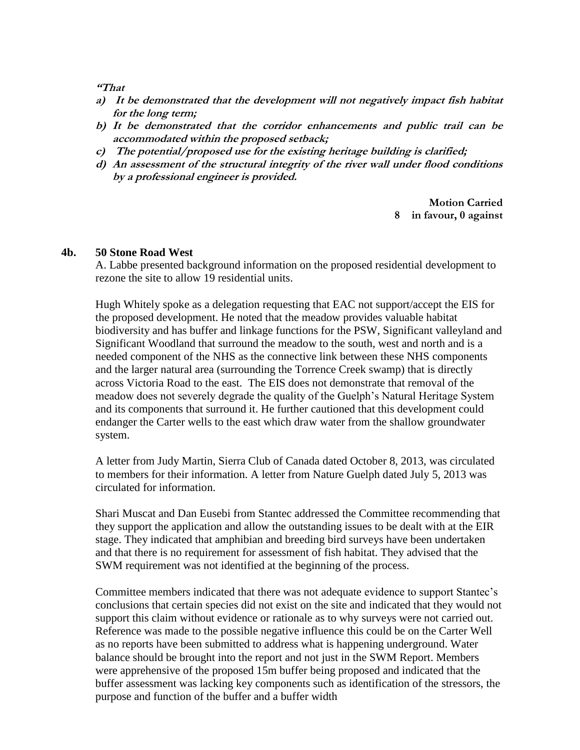***"That***

***a) It be demonstrated that the development will not negatively impact fish habitat for the long term;***

***b) It be demonstrated that the corridor enhancements and public trail can be accommodated within the proposed setback;***

***c) The potential/proposed use for the existing heritage building is clarified;***

***d) An assessment of the structural integrity of the river wall under flood conditions by a professional engineer is provided.***

**Motion Carried**
**8 in favour, 0 against**

**4b. 50 Stone Road West**

A. Labbe presented background information on the proposed residential development to rezone the site to allow 19 residential units.

Hugh Whitely spoke as a delegation requesting that EAC not support/accept the EIS for the proposed development. He noted that the meadow provides valuable habitat biodiversity and has buffer and linkage functions for the PSW, Significant valleyland and Significant Woodland that surround the meadow to the south, west and north and is a needed component of the NHS as the connective link between these NHS components and the larger natural area (surrounding the Torrence Creek swamp) that is directly across Victoria Road to the east. The EIS does not demonstrate that removal of the meadow does not severely degrade the quality of the Guelph's Natural Heritage System and its components that surround it. He further cautioned that this development could endanger the Carter wells to the east which draw water from the shallow groundwater system.

A letter from Judy Martin, Sierra Club of Canada dated October 8, 2013, was circulated to members for their information. A letter from Nature Guelph dated July 5, 2013 was circulated for information.

Shari Muscat and Dan Eusebi from Stantec addressed the Committee recommending that they support the application and allow the outstanding issues to be dealt with at the EIR stage. They indicated that amphibian and breeding bird surveys have been undertaken and that there is no requirement for assessment of fish habitat. They advised that the SWM requirement was not identified at the beginning of the process.

Committee members indicated that there was not adequate evidence to support Stantec's conclusions that certain species did not exist on the site and indicated that they would not support this claim without evidence or rationale as to why surveys were not carried out. Reference was made to the possible negative influence this could be on the Carter Well as no reports have been submitted to address what is happening underground. Water balance should be brought into the report and not just in the SWM Report. Members were apprehensive of the proposed 15m buffer being proposed and indicated that the buffer assessment was lacking key components such as identification of the stressors, the purpose and function of the buffer and a buffer width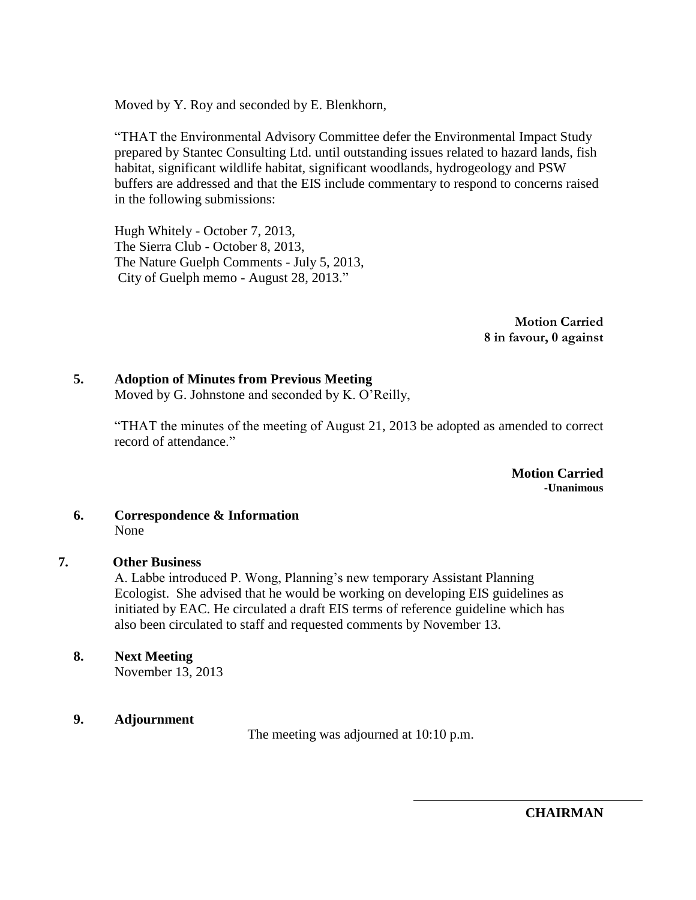Moved by Y. Roy and seconded by E. Blenkhorn,

"THAT the Environmental Advisory Committee defer the Environmental Impact Study prepared by Stantec Consulting Ltd. until outstanding issues related to hazard lands, fish habitat, significant wildlife habitat, significant woodlands, hydrogeology and PSW buffers are addressed and that the EIS include commentary to respond to concerns raised in the following submissions:

Hugh Whitely - October 7, 2013,
The Sierra Club - October 8, 2013,
The Nature Guelph Comments - July 5, 2013,
City of Guelph memo - August 28, 2013."

**Motion Carried**
**8 in favour, 0 against**

## 5. Adoption of Minutes from Previous Meeting

Moved by G. Johnstone and seconded by K. O'Reilly,

"THAT the minutes of the meeting of August 21, 2013 be adopted as amended to correct record of attendance."

**Motion Carried**
**-Unanimous**

## 6. Correspondence & Information

None

## 7. Other Business

A. Labbe introduced P. Wong, Planning's new temporary Assistant Planning Ecologist. She advised that he would be working on developing EIS guidelines as initiated by EAC. He circulated a draft EIS terms of reference guideline which has also been circulated to staff and requested comments by November 13.

## 8. Next Meeting

November 13, 2013

## 9. Adjournment

The meeting was adjourned at 10:10 p.m.

**CHAIRMAN**